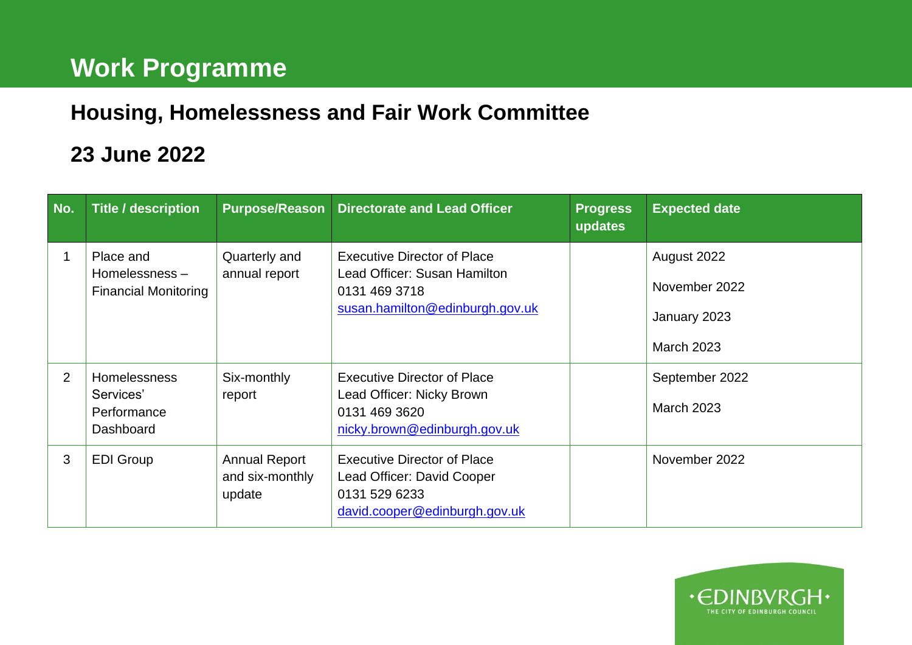# Work Programme

## Housing, Homelessness and Fair Work Committee

## 23 June 2022

| No. | Title / description | Purpose/Reason | Directorate and Lead Officer | Progress updates | Expected date |
|---|---|---|---|---|---|
| 1 | Place and Homelessness – Financial Monitoring | Quarterly and annual report | Executive Director of Place<br>Lead Officer: Susan Hamilton<br>0131 469 3718<br>susan.hamilton@edinburgh.gov.uk | | August 2022<br>November 2022<br>January 2023<br>March 2023 |
| 2 | Homelessness Services' Performance Dashboard | Six-monthly report | Executive Director of Place<br>Lead Officer: Nicky Brown<br>0131 469 3620<br>nicky.brown@edinburgh.gov.uk | | September 2022<br>March 2023 |
| 3 | EDI Group | Annual Report and six-monthly update | Executive Director of Place<br>Lead Officer: David Cooper<br>0131 529 6233<br>david.cooper@edinburgh.gov.uk | | November 2022 |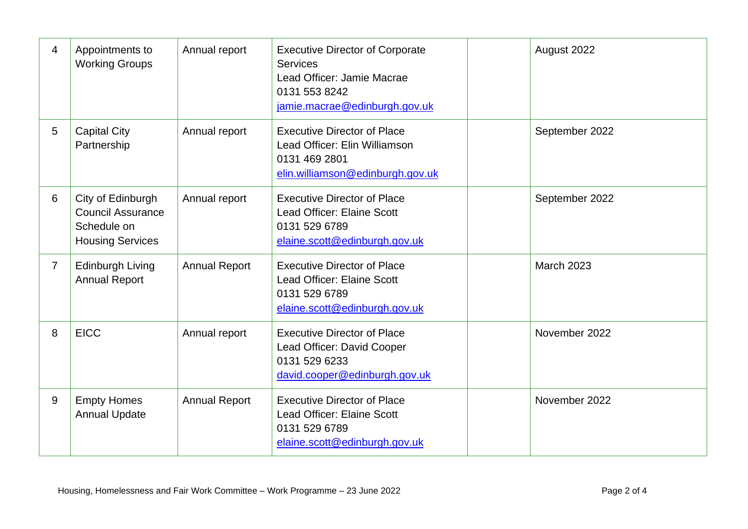| 4 | Appointments to Working Groups | Annual report | Executive Director of Corporate Services<br>Lead Officer: Jamie Macrae<br>0131 553 8242<br>jamie.macrae@edinburgh.gov.uk | | August 2022 |
|---|---|---|---|---|---|
| 5 | Capital City Partnership | Annual report | Executive Director of Place<br>Lead Officer: Elin Williamson<br>0131 469 2801<br>elin.williamson@edinburgh.gov.uk | | September 2022 |
| 6 | City of Edinburgh Council Assurance Schedule on Housing Services | Annual report | Executive Director of Place<br>Lead Officer: Elaine Scott<br>0131 529 6789<br>elaine.scott@edinburgh.gov.uk | | September 2022 |
| 7 | Edinburgh Living Annual Report | Annual Report | Executive Director of Place<br>Lead Officer: Elaine Scott<br>0131 529 6789<br>elaine.scott@edinburgh.gov.uk | | March 2023 |
| 8 | EICC | Annual report | Executive Director of Place<br>Lead Officer: David Cooper<br>0131 529 6233<br>david.cooper@edinburgh.gov.uk | | November 2022 |
| 9 | Empty Homes Annual Update | Annual Report | Executive Director of Place<br>Lead Officer: Elaine Scott<br>0131 529 6789<br>elaine.scott@edinburgh.gov.uk | | November 2022 |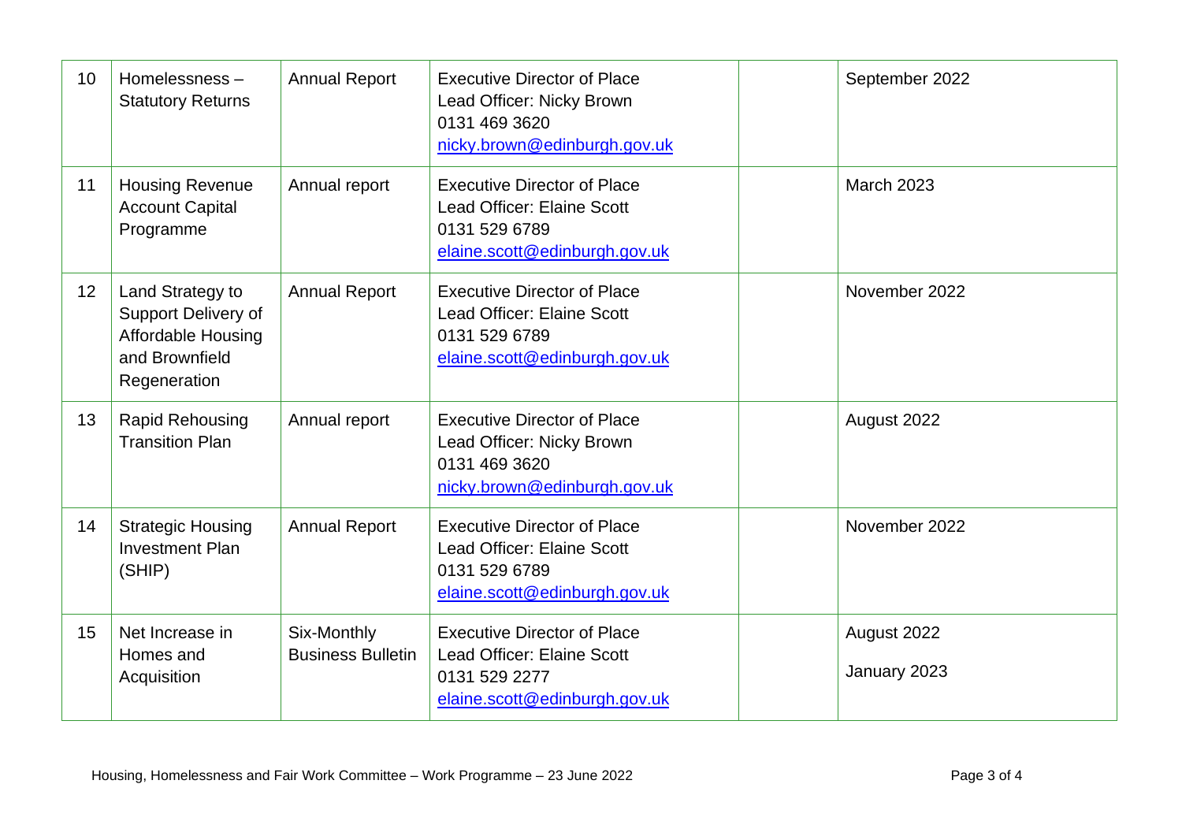| 10 | Homelessness – Statutory Returns | Annual Report | Executive Director of Place<br>Lead Officer: Nicky Brown<br>0131 469 3620<br>nicky.brown@edinburgh.gov.uk | | September 2022 |
|---|---|---|---|---|---|
| 11 | Housing Revenue Account Capital Programme | Annual report | Executive Director of Place<br>Lead Officer: Elaine Scott<br>0131 529 6789<br>elaine.scott@edinburgh.gov.uk | | March 2023 |
| 12 | Land Strategy to Support Delivery of Affordable Housing and Brownfield Regeneration | Annual Report | Executive Director of Place<br>Lead Officer: Elaine Scott<br>0131 529 6789<br>elaine.scott@edinburgh.gov.uk | | November 2022 |
| 13 | Rapid Rehousing Transition Plan | Annual report | Executive Director of Place<br>Lead Officer: Nicky Brown<br>0131 469 3620<br>nicky.brown@edinburgh.gov.uk | | August 2022 |
| 14 | Strategic Housing Investment Plan (SHIP) | Annual Report | Executive Director of Place<br>Lead Officer: Elaine Scott<br>0131 529 6789<br>elaine.scott@edinburgh.gov.uk | | November 2022 |
| 15 | Net Increase in Homes and Acquisition | Six-Monthly Business Bulletin | Executive Director of Place<br>Lead Officer: Elaine Scott<br>0131 529 2277<br>elaine.scott@edinburgh.gov.uk | | August 2022<br>January 2023 |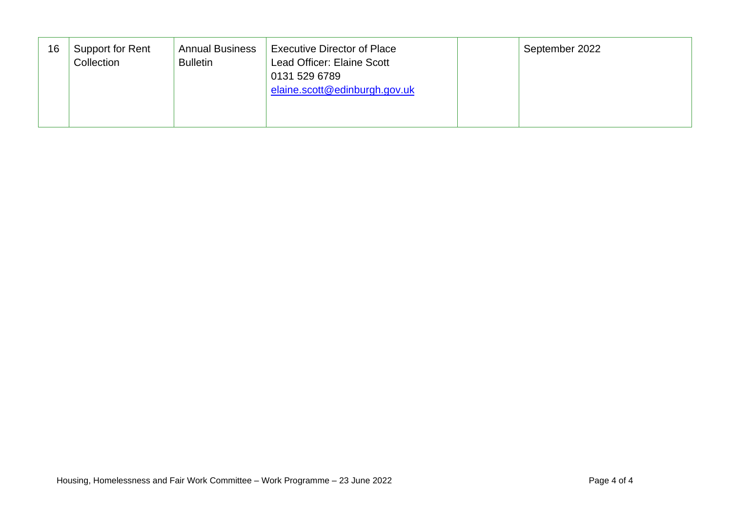| 16 | Support for Rent Collection | Annual Business Bulletin | Executive Director of Place<br>Lead Officer: Elaine Scott<br>0131 529 6789<br>elaine.scott@edinburgh.gov.uk | | September 2022 |
|---|---|---|---|---|---|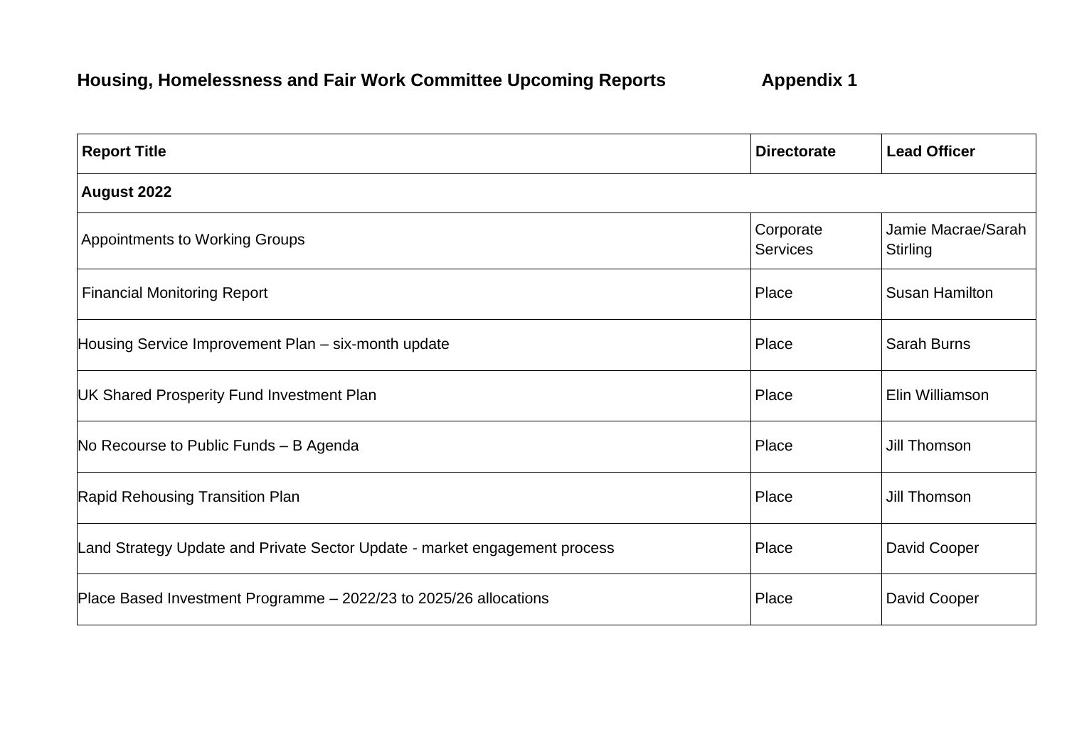## Housing, Homelessness and Fair Work Committee Upcoming Reports Appendix 1

| Report Title | Directorate | Lead Officer |
| --- | --- | --- |
| **August 2022** | | |
| Appointments to Working Groups | Corporate Services | Jamie Macrae/Sarah Stirling |
| Financial Monitoring Report | Place | Susan Hamilton |
| Housing Service Improvement Plan – six-month update | Place | Sarah Burns |
| UK Shared Prosperity Fund Investment Plan | Place | Elin Williamson |
| No Recourse to Public Funds – B Agenda | Place | Jill Thomson |
| Rapid Rehousing Transition Plan | Place | Jill Thomson |
| Land Strategy Update and Private Sector Update - market engagement process | Place | David Cooper |
| Place Based Investment Programme – 2022/23 to 2025/26 allocations | Place | David Cooper |